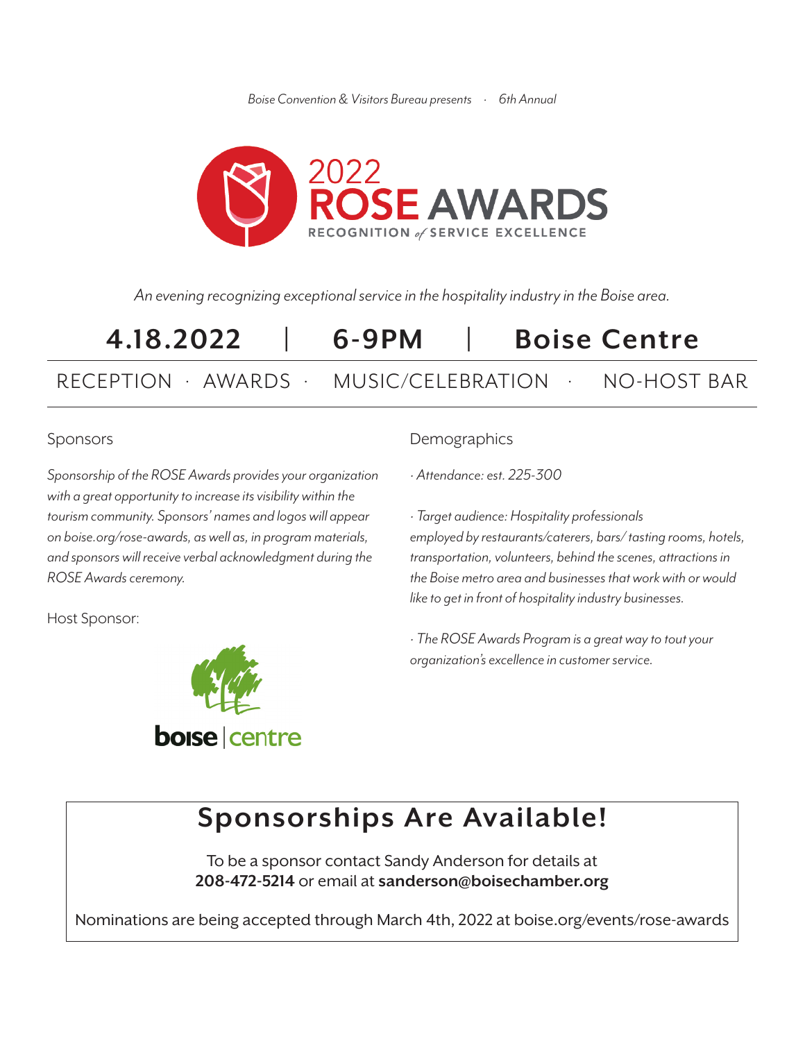*Boise Convention & Visitors Bureau presents · 6th Annual*

# 2022 ROSE AWARDS

RECOGNITION *of* SERVICE EXCELLENCE

*An evening recognizing exceptional service in the hospitality industry in the Boise area.*

## 4.18.2022 | 6-9PM | Boise Centre

RECEPTION · AWARDS · MUSIC/CELEBRATION · NO-HOST BAR

### Sponsors

*Sponsorship of the ROSE Awards provides your organization with a great opportunity to increase its visibility within the tourism community. Sponsors' names and logos will appear on boise.org/rose-awards, as well as, in program materials, and sponsors will receive verbal acknowledgment during the ROSE Awards ceremony.*

Host Sponsor:

boise | centre

### Demographics

*· Attendance: est. 225-300*

*· Target audience: Hospitality professionals employed by restaurants/caterers, bars/ tasting rooms, hotels, transportation, volunteers, behind the scenes, attractions in the Boise metro area and businesses that work with or would like to get in front of hospitality industry businesses.*

*· The ROSE Awards Program is a great way to tout your organization's excellence in customer service.*

## Sponsorships Are Available!

To be a sponsor contact Sandy Anderson for details at **208-472-5214** or email at **sanderson@boisechamber.org**

Nominations are being accepted through March 4th, 2022 at boise.org/events/rose-awards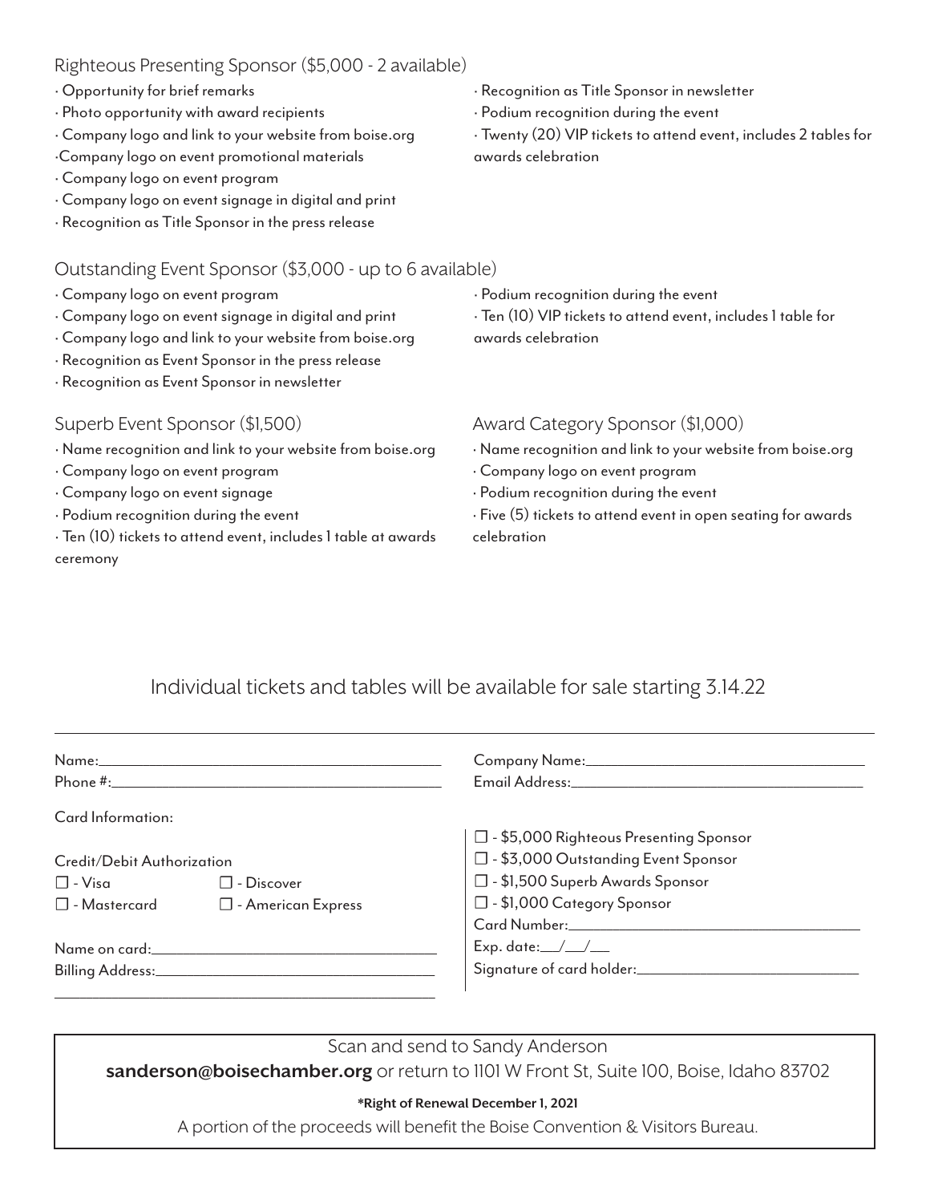## Righteous Presenting Sponsor ($5,000 - 2 available)

- Opportunity for brief remarks
- Photo opportunity with award recipients
- Company logo and link to your website from boise.org
- Company logo on event promotional materials
- Company logo on event program
- Company logo on event signage in digital and print
- Recognition as Title Sponsor in the press release
- Recognition as Title Sponsor in newsletter
- Podium recognition during the event
- Twenty (20) VIP tickets to attend event, includes 2 tables for awards celebration

## Outstanding Event Sponsor ($3,000 - up to 6 available)

- Company logo on event program
- Company logo on event signage in digital and print
- Company logo and link to your website from boise.org
- Recognition as Event Sponsor in the press release
- Recognition as Event Sponsor in newsletter
- Podium recognition during the event
- Ten (10) VIP tickets to attend event, includes 1 table for awards celebration

## Superb Event Sponsor ($1,500)

- Name recognition and link to your website from boise.org
- Company logo on event program
- Company logo on event signage
- Podium recognition during the event
- Ten (10) tickets to attend event, includes 1 table at awards ceremony

## Award Category Sponsor ($1,000)

- Name recognition and link to your website from boise.org
- Company logo on event program
- Podium recognition during the event
- Five (5) tickets to attend event in open seating for awards celebration

Individual tickets and tables will be available for sale starting 3.14.22

---

Name:______________________________

Phone #:______________________________

Company Name:______________________________

Email Address:______________________________

Card Information:

Credit/Debit Authorization

☐ - Visa ☐ - Discover

☐ - Mastercard ☐ - American Express

Name on card:______________________________

Billing Address:______________________________

______________________________

☐ - $5,000 Righteous Presenting Sponsor

☐ - $3,000 Outstanding Event Sponsor

☐ - $1,500 Superb Awards Sponsor

☐ - $1,000 Category Sponsor

Card Number:______________________________

Exp. date:__/__/__

Signature of card holder:______________________________

Scan and send to Sandy Anderson

**sanderson@boisechamber.org** or return to 1101 W Front St, Suite 100, Boise, Idaho 83702

**\*Right of Renewal December 1, 2021**

A portion of the proceeds will benefit the Boise Convention & Visitors Bureau.